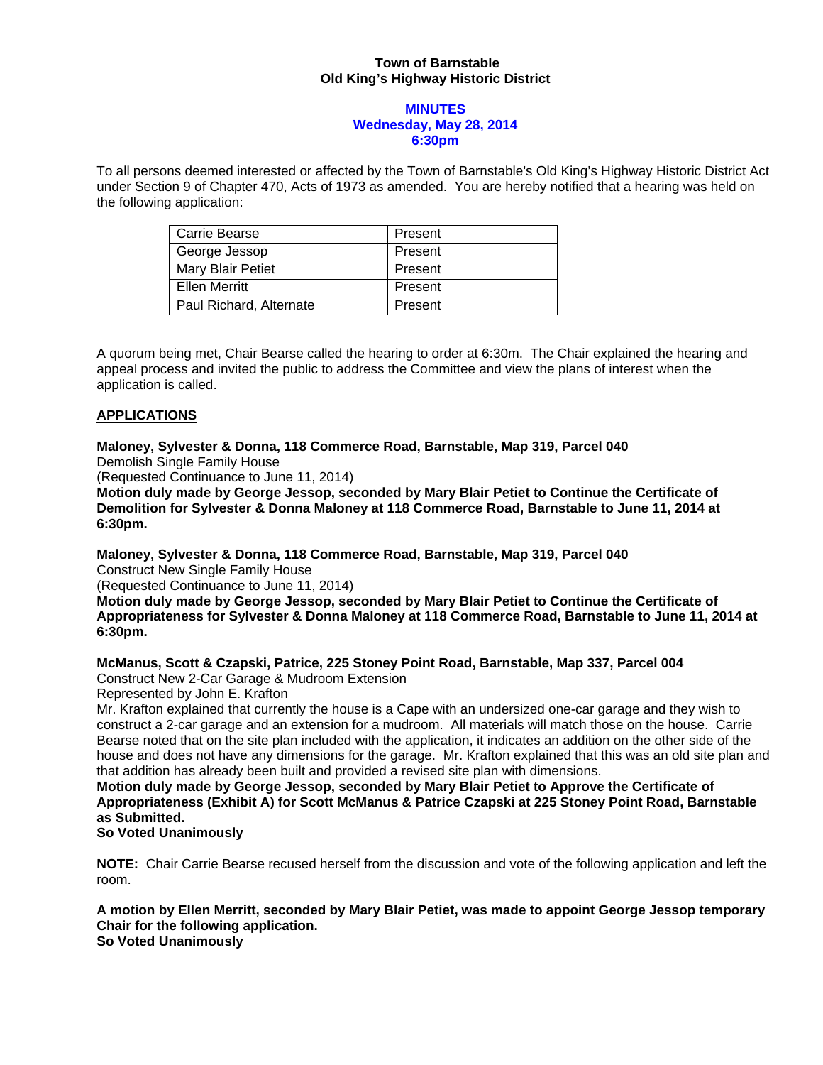**Town of Barnstable**
**Old King's Highway Historic District**

**MINUTES**
**Wednesday, May 28, 2014**
**6:30pm**

To all persons deemed interested or affected by the Town of Barnstable's Old King's Highway Historic District Act under Section 9 of Chapter 470, Acts of 1973 as amended. You are hereby notified that a hearing was held on the following application:

| | |
|---|---|
| Carrie Bearse | Present |
| George Jessop | Present |
| Mary Blair Petiet | Present |
| Ellen Merritt | Present |
| Paul Richard, Alternate | Present |

A quorum being met, Chair Bearse called the hearing to order at 6:30m. The Chair explained the hearing and appeal process and invited the public to address the Committee and view the plans of interest when the application is called.

## APPLICATIONS

**Maloney, Sylvester & Donna, 118 Commerce Road, Barnstable, Map 319, Parcel 040**
Demolish Single Family House
(Requested Continuance to June 11, 2014)
**Motion duly made by George Jessop, seconded by Mary Blair Petiet to Continue the Certificate of Demolition for Sylvester & Donna Maloney at 118 Commerce Road, Barnstable to June 11, 2014 at 6:30pm.**

**Maloney, Sylvester & Donna, 118 Commerce Road, Barnstable, Map 319, Parcel 040**
Construct New Single Family House
(Requested Continuance to June 11, 2014)
**Motion duly made by George Jessop, seconded by Mary Blair Petiet to Continue the Certificate of Appropriateness for Sylvester & Donna Maloney at 118 Commerce Road, Barnstable to June 11, 2014 at 6:30pm.**

**McManus, Scott & Czapski, Patrice, 225 Stoney Point Road, Barnstable, Map 337, Parcel 004**
Construct New 2-Car Garage & Mudroom Extension
Represented by John E. Krafton
Mr. Krafton explained that currently the house is a Cape with an undersized one-car garage and they wish to construct a 2-car garage and an extension for a mudroom. All materials will match those on the house. Carrie Bearse noted that on the site plan included with the application, it indicates an addition on the other side of the house and does not have any dimensions for the garage. Mr. Krafton explained that this was an old site plan and that addition has already been built and provided a revised site plan with dimensions.
**Motion duly made by George Jessop, seconded by Mary Blair Petiet to Approve the Certificate of Appropriateness (Exhibit A) for Scott McManus & Patrice Czapski at 225 Stoney Point Road, Barnstable as Submitted.**
**So Voted Unanimously**

**NOTE:** Chair Carrie Bearse recused herself from the discussion and vote of the following application and left the room.

**A motion by Ellen Merritt, seconded by Mary Blair Petiet, was made to appoint George Jessop temporary Chair for the following application.**
**So Voted Unanimously**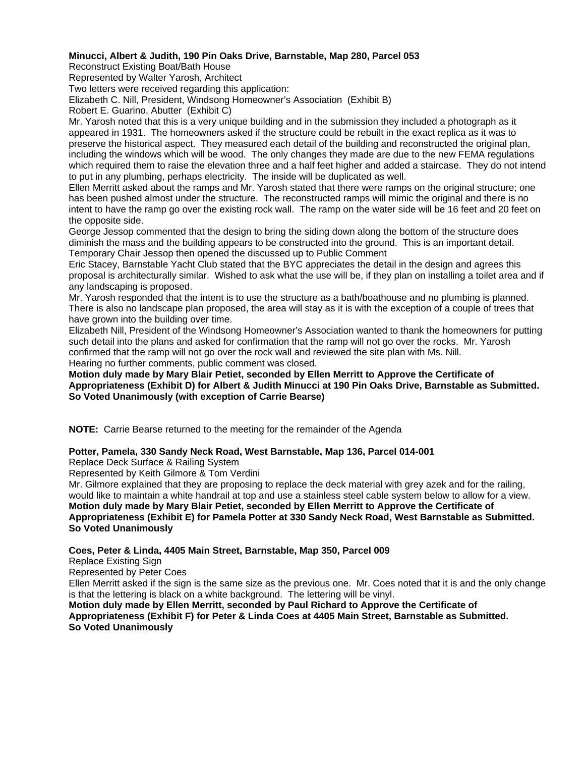**Minucci, Albert & Judith, 190 Pin Oaks Drive, Barnstable, Map 280, Parcel 053**

Reconstruct Existing Boat/Bath House

Represented by Walter Yarosh, Architect

Two letters were received regarding this application:

Elizabeth C. Nill, President, Windsong Homeowner's Association (Exhibit B)

Robert E. Guarino, Abutter (Exhibit C)

Mr. Yarosh noted that this is a very unique building and in the submission they included a photograph as it appeared in 1931. The homeowners asked if the structure could be rebuilt in the exact replica as it was to preserve the historical aspect. They measured each detail of the building and reconstructed the original plan, including the windows which will be wood. The only changes they made are due to the new FEMA regulations which required them to raise the elevation three and a half feet higher and added a staircase. They do not intend to put in any plumbing, perhaps electricity. The inside will be duplicated as well.

Ellen Merritt asked about the ramps and Mr. Yarosh stated that there were ramps on the original structure; one has been pushed almost under the structure. The reconstructed ramps will mimic the original and there is no intent to have the ramp go over the existing rock wall. The ramp on the water side will be 16 feet and 20 feet on the opposite side.

George Jessop commented that the design to bring the siding down along the bottom of the structure does diminish the mass and the building appears to be constructed into the ground. This is an important detail.

Temporary Chair Jessop then opened the discussed up to Public Comment

Eric Stacey, Barnstable Yacht Club stated that the BYC appreciates the detail in the design and agrees this proposal is architecturally similar. Wished to ask what the use will be, if they plan on installing a toilet area and if any landscaping is proposed.

Mr. Yarosh responded that the intent is to use the structure as a bath/boathouse and no plumbing is planned. There is also no landscape plan proposed, the area will stay as it is with the exception of a couple of trees that have grown into the building over time.

Elizabeth Nill, President of the Windsong Homeowner's Association wanted to thank the homeowners for putting such detail into the plans and asked for confirmation that the ramp will not go over the rocks. Mr. Yarosh confirmed that the ramp will not go over the rock wall and reviewed the site plan with Ms. Nill.

Hearing no further comments, public comment was closed.

**Motion duly made by Mary Blair Petiet, seconded by Ellen Merritt to Approve the Certificate of Appropriateness (Exhibit D) for Albert & Judith Minucci at 190 Pin Oaks Drive, Barnstable as Submitted. So Voted Unanimously (with exception of Carrie Bearse)**

**NOTE:** Carrie Bearse returned to the meeting for the remainder of the Agenda

**Potter, Pamela, 330 Sandy Neck Road, West Barnstable, Map 136, Parcel 014-001**

Replace Deck Surface & Railing System

Represented by Keith Gilmore & Tom Verdini

Mr. Gilmore explained that they are proposing to replace the deck material with grey azek and for the railing, would like to maintain a white handrail at top and use a stainless steel cable system below to allow for a view.

**Motion duly made by Mary Blair Petiet, seconded by Ellen Merritt to Approve the Certificate of Appropriateness (Exhibit E) for Pamela Potter at 330 Sandy Neck Road, West Barnstable as Submitted. So Voted Unanimously**

**Coes, Peter & Linda, 4405 Main Street, Barnstable, Map 350, Parcel 009**

Replace Existing Sign

Represented by Peter Coes

Ellen Merritt asked if the sign is the same size as the previous one. Mr. Coes noted that it is and the only change is that the lettering is black on a white background. The lettering will be vinyl.

**Motion duly made by Ellen Merritt, seconded by Paul Richard to Approve the Certificate of Appropriateness (Exhibit F) for Peter & Linda Coes at 4405 Main Street, Barnstable as Submitted. So Voted Unanimously**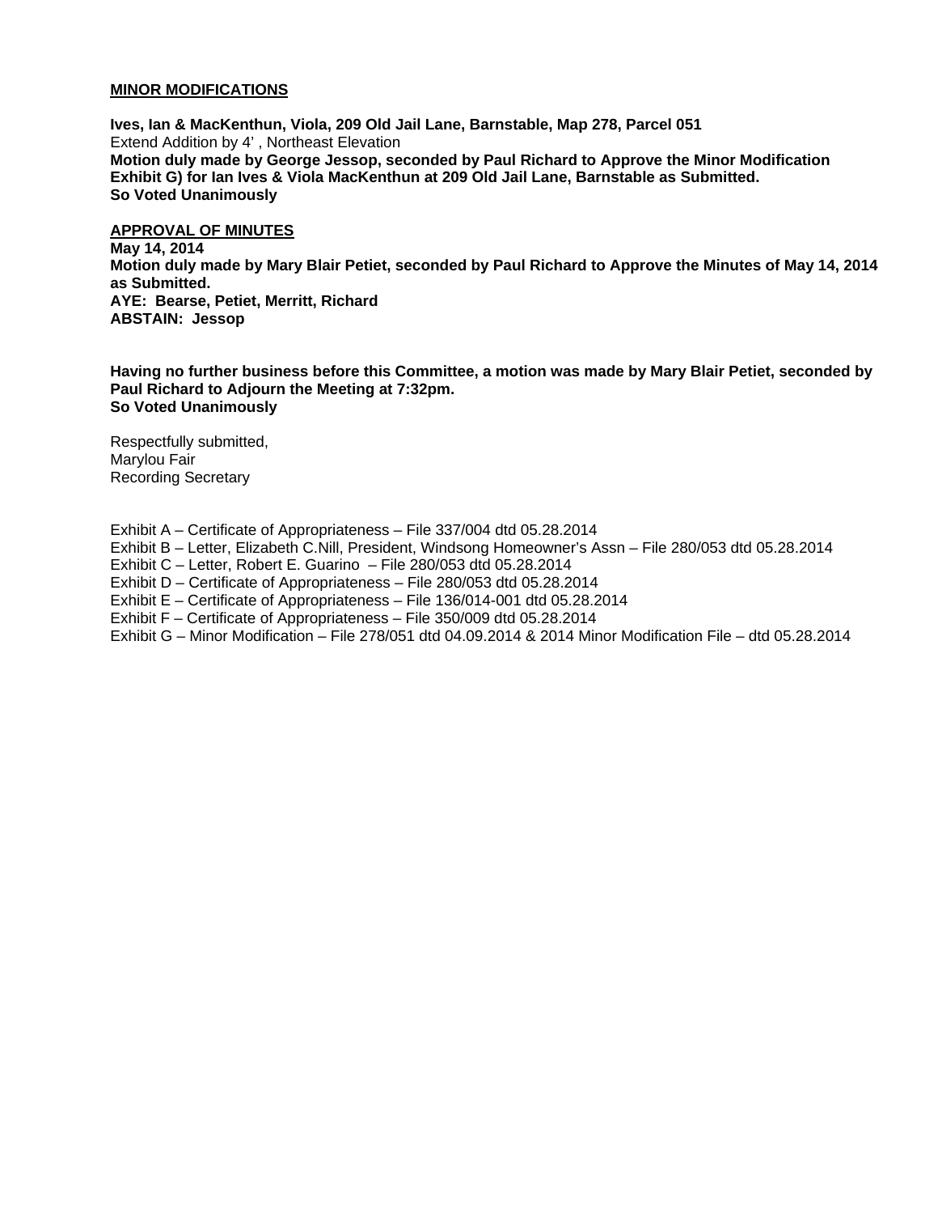**MINOR MODIFICATIONS**

**Ives, Ian & MacKenthun, Viola, 209 Old Jail Lane, Barnstable, Map 278, Parcel 051**
Extend Addition by 4' , Northeast Elevation
**Motion duly made by George Jessop, seconded by Paul Richard to Approve the Minor Modification Exhibit G) for Ian Ives & Viola MacKenthun at 209 Old Jail Lane, Barnstable as Submitted.**
**So Voted Unanimously**

**APPROVAL OF MINUTES**
**May 14, 2014**
**Motion duly made by Mary Blair Petiet, seconded by Paul Richard to Approve the Minutes of May 14, 2014 as Submitted.**
**AYE: Bearse, Petiet, Merritt, Richard**
**ABSTAIN: Jessop**

**Having no further business before this Committee, a motion was made by Mary Blair Petiet, seconded by Paul Richard to Adjourn the Meeting at 7:32pm.**
**So Voted Unanimously**

Respectfully submitted,
Marylou Fair
Recording Secretary

Exhibit A – Certificate of Appropriateness – File 337/004 dtd 05.28.2014
Exhibit B – Letter, Elizabeth C.Nill, President, Windsong Homeowner's Assn – File 280/053 dtd 05.28.2014
Exhibit C – Letter, Robert E. Guarino – File 280/053 dtd 05.28.2014
Exhibit D – Certificate of Appropriateness – File 280/053 dtd 05.28.2014
Exhibit E – Certificate of Appropriateness – File 136/014-001 dtd 05.28.2014
Exhibit F – Certificate of Appropriateness – File 350/009 dtd 05.28.2014
Exhibit G – Minor Modification – File 278/051 dtd 04.09.2014 & 2014 Minor Modification File – dtd 05.28.2014